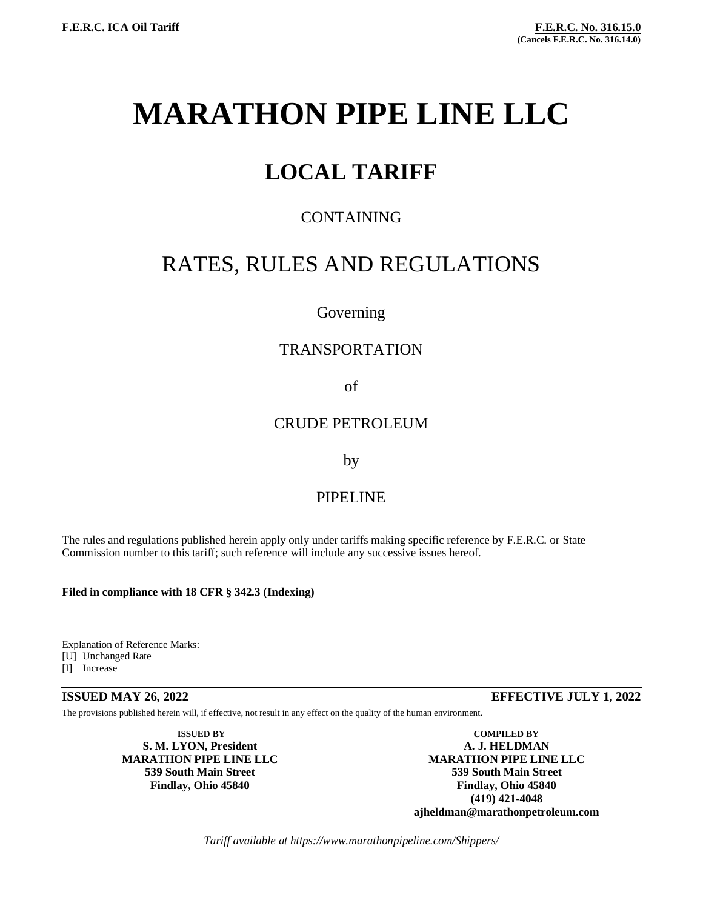F.E.R.C. ICA Oil Tariff

**F.E.R.C. No. 316.15.0**
**(Cancels F.E.R.C. No. 316.14.0)**

# MARATHON PIPE LINE LLC

## LOCAL TARIFF

CONTAINING

RATES, RULES AND REGULATIONS

Governing

TRANSPORTATION

of

CRUDE PETROLEUM

by

PIPELINE

The rules and regulations published herein apply only under tariffs making specific reference by F.E.R.C. or State Commission number to this tariff; such reference will include any successive issues hereof.

**Filed in compliance with 18 CFR § 342.3 (Indexing)**

Explanation of Reference Marks:
[U] Unchanged Rate
[I] Increase

**ISSUED MAY 26, 2022** **EFFECTIVE JULY 1, 2022**

The provisions published herein will, if effective, not result in any effect on the quality of the human environment.

**ISSUED BY**
**S. M. LYON, President**
**MARATHON PIPE LINE LLC**
**539 South Main Street**
**Findlay, Ohio 45840**

**COMPILED BY**
**A. J. HELDMAN**
**MARATHON PIPE LINE LLC**
**539 South Main Street**
**Findlay, Ohio 45840**
**(419) 421-4048**
**ajheldman@marathonpetroleum.com**

*Tariff available at https://www.marathonpipeline.com/Shippers/*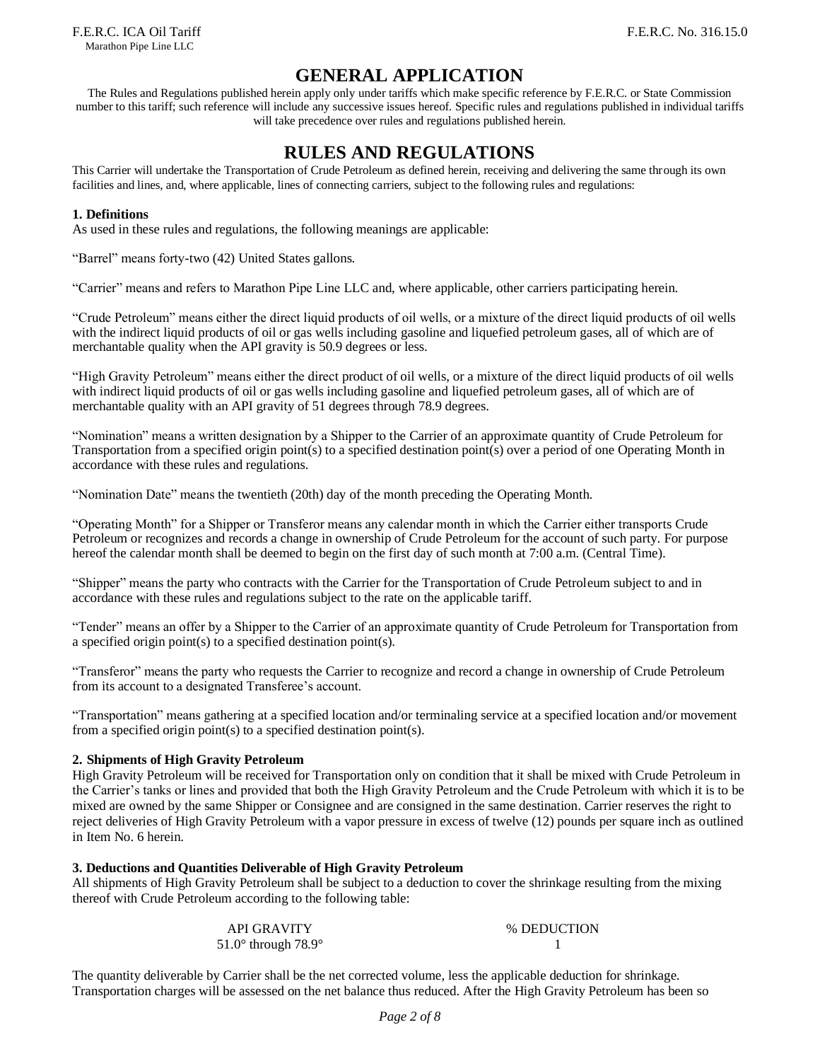# GENERAL APPLICATION

The Rules and Regulations published herein apply only under tariffs which make specific reference by F.E.R.C. or State Commission number to this tariff; such reference will include any successive issues hereof. Specific rules and regulations published in individual tariffs will take precedence over rules and regulations published herein.

# RULES AND REGULATIONS

This Carrier will undertake the Transportation of Crude Petroleum as defined herein, receiving and delivering the same through its own facilities and lines, and, where applicable, lines of connecting carriers, subject to the following rules and regulations:

### 1. Definitions

As used in these rules and regulations, the following meanings are applicable:

"Barrel" means forty-two (42) United States gallons.

"Carrier" means and refers to Marathon Pipe Line LLC and, where applicable, other carriers participating herein.

"Crude Petroleum" means either the direct liquid products of oil wells, or a mixture of the direct liquid products of oil wells with the indirect liquid products of oil or gas wells including gasoline and liquefied petroleum gases, all of which are of merchantable quality when the API gravity is 50.9 degrees or less.

"High Gravity Petroleum" means either the direct product of oil wells, or a mixture of the direct liquid products of oil wells with indirect liquid products of oil or gas wells including gasoline and liquefied petroleum gases, all of which are of merchantable quality with an API gravity of 51 degrees through 78.9 degrees.

"Nomination" means a written designation by a Shipper to the Carrier of an approximate quantity of Crude Petroleum for Transportation from a specified origin point(s) to a specified destination point(s) over a period of one Operating Month in accordance with these rules and regulations.

"Nomination Date" means the twentieth (20th) day of the month preceding the Operating Month.

"Operating Month" for a Shipper or Transferor means any calendar month in which the Carrier either transports Crude Petroleum or recognizes and records a change in ownership of Crude Petroleum for the account of such party. For purpose hereof the calendar month shall be deemed to begin on the first day of such month at 7:00 a.m. (Central Time).

"Shipper" means the party who contracts with the Carrier for the Transportation of Crude Petroleum subject to and in accordance with these rules and regulations subject to the rate on the applicable tariff.

"Tender" means an offer by a Shipper to the Carrier of an approximate quantity of Crude Petroleum for Transportation from a specified origin point(s) to a specified destination point(s).

"Transferor" means the party who requests the Carrier to recognize and record a change in ownership of Crude Petroleum from its account to a designated Transferee's account.

"Transportation" means gathering at a specified location and/or terminaling service at a specified location and/or movement from a specified origin point(s) to a specified destination point(s).

### 2. Shipments of High Gravity Petroleum

High Gravity Petroleum will be received for Transportation only on condition that it shall be mixed with Crude Petroleum in the Carrier's tanks or lines and provided that both the High Gravity Petroleum and the Crude Petroleum with which it is to be mixed are owned by the same Shipper or Consignee and are consigned in the same destination. Carrier reserves the right to reject deliveries of High Gravity Petroleum with a vapor pressure in excess of twelve (12) pounds per square inch as outlined in Item No. 6 herein.

### 3. Deductions and Quantities Deliverable of High Gravity Petroleum

All shipments of High Gravity Petroleum shall be subject to a deduction to cover the shrinkage resulting from the mixing thereof with Crude Petroleum according to the following table:

| API GRAVITY | % DEDUCTION |
|---|---|
| 51.0° through 78.9° | 1 |

The quantity deliverable by Carrier shall be the net corrected volume, less the applicable deduction for shrinkage. Transportation charges will be assessed on the net balance thus reduced. After the High Gravity Petroleum has been so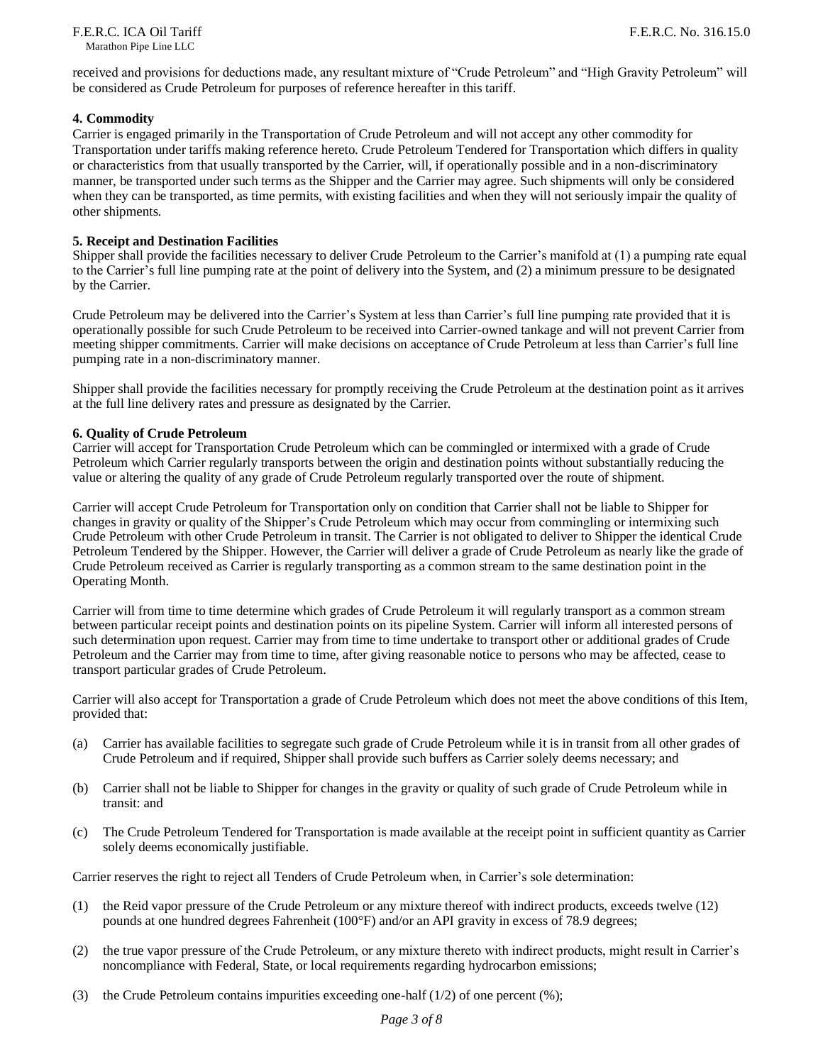received and provisions for deductions made, any resultant mixture of “Crude Petroleum” and “High Gravity Petroleum” will be considered as Crude Petroleum for purposes of reference hereafter in this tariff.

**4. Commodity**

Carrier is engaged primarily in the Transportation of Crude Petroleum and will not accept any other commodity for Transportation under tariffs making reference hereto. Crude Petroleum Tendered for Transportation which differs in quality or characteristics from that usually transported by the Carrier, will, if operationally possible and in a non-discriminatory manner, be transported under such terms as the Shipper and the Carrier may agree. Such shipments will only be considered when they can be transported, as time permits, with existing facilities and when they will not seriously impair the quality of other shipments.

**5. Receipt and Destination Facilities**

Shipper shall provide the facilities necessary to deliver Crude Petroleum to the Carrier’s manifold at (1) a pumping rate equal to the Carrier’s full line pumping rate at the point of delivery into the System, and (2) a minimum pressure to be designated by the Carrier.

Crude Petroleum may be delivered into the Carrier’s System at less than Carrier’s full line pumping rate provided that it is operationally possible for such Crude Petroleum to be received into Carrier-owned tankage and will not prevent Carrier from meeting shipper commitments. Carrier will make decisions on acceptance of Crude Petroleum at less than Carrier’s full line pumping rate in a non-discriminatory manner.

Shipper shall provide the facilities necessary for promptly receiving the Crude Petroleum at the destination point as it arrives at the full line delivery rates and pressure as designated by the Carrier.

**6. Quality of Crude Petroleum**

Carrier will accept for Transportation Crude Petroleum which can be commingled or intermixed with a grade of Crude Petroleum which Carrier regularly transports between the origin and destination points without substantially reducing the value or altering the quality of any grade of Crude Petroleum regularly transported over the route of shipment.

Carrier will accept Crude Petroleum for Transportation only on condition that Carrier shall not be liable to Shipper for changes in gravity or quality of the Shipper’s Crude Petroleum which may occur from commingling or intermixing such Crude Petroleum with other Crude Petroleum in transit. The Carrier is not obligated to deliver to Shipper the identical Crude Petroleum Tendered by the Shipper. However, the Carrier will deliver a grade of Crude Petroleum as nearly like the grade of Crude Petroleum received as Carrier is regularly transporting as a common stream to the same destination point in the Operating Month.

Carrier will from time to time determine which grades of Crude Petroleum it will regularly transport as a common stream between particular receipt points and destination points on its pipeline System. Carrier will inform all interested persons of such determination upon request. Carrier may from time to time undertake to transport other or additional grades of Crude Petroleum and the Carrier may from time to time, after giving reasonable notice to persons who may be affected, cease to transport particular grades of Crude Petroleum.

Carrier will also accept for Transportation a grade of Crude Petroleum which does not meet the above conditions of this Item, provided that:

(a) Carrier has available facilities to segregate such grade of Crude Petroleum while it is in transit from all other grades of Crude Petroleum and if required, Shipper shall provide such buffers as Carrier solely deems necessary; and

(b) Carrier shall not be liable to Shipper for changes in the gravity or quality of such grade of Crude Petroleum while in transit: and

(c) The Crude Petroleum Tendered for Transportation is made available at the receipt point in sufficient quantity as Carrier solely deems economically justifiable.

Carrier reserves the right to reject all Tenders of Crude Petroleum when, in Carrier’s sole determination:

(1) the Reid vapor pressure of the Crude Petroleum or any mixture thereof with indirect products, exceeds twelve (12) pounds at one hundred degrees Fahrenheit (100°F) and/or an API gravity in excess of 78.9 degrees;

(2) the true vapor pressure of the Crude Petroleum, or any mixture thereto with indirect products, might result in Carrier’s noncompliance with Federal, State, or local requirements regarding hydrocarbon emissions;

(3) the Crude Petroleum contains impurities exceeding one-half (1/2) of one percent (%);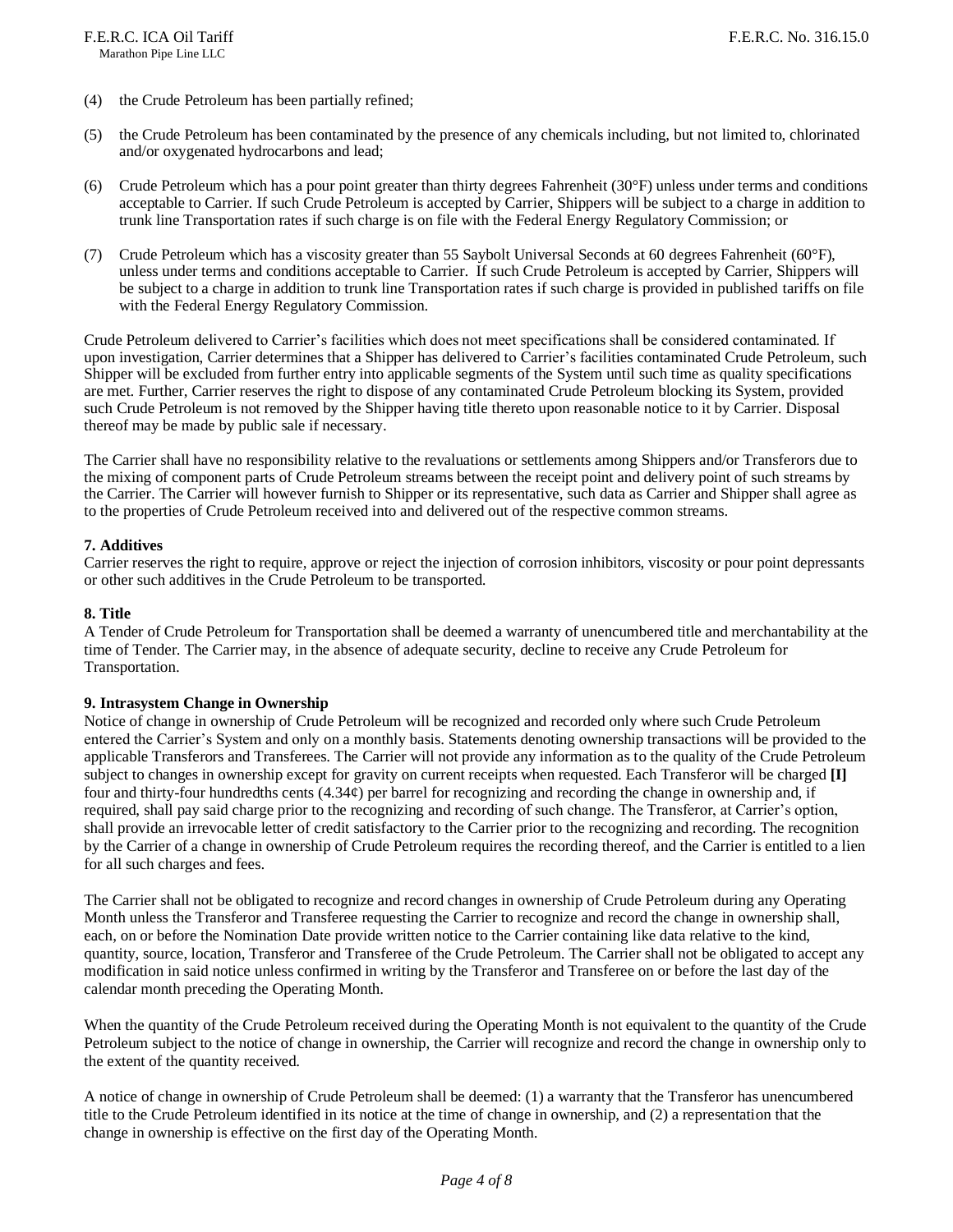(4) the Crude Petroleum has been partially refined;

(5) the Crude Petroleum has been contaminated by the presence of any chemicals including, but not limited to, chlorinated and/or oxygenated hydrocarbons and lead;

(6) Crude Petroleum which has a pour point greater than thirty degrees Fahrenheit (30°F) unless under terms and conditions acceptable to Carrier. If such Crude Petroleum is accepted by Carrier, Shippers will be subject to a charge in addition to trunk line Transportation rates if such charge is on file with the Federal Energy Regulatory Commission; or

(7) Crude Petroleum which has a viscosity greater than 55 Saybolt Universal Seconds at 60 degrees Fahrenheit (60°F), unless under terms and conditions acceptable to Carrier. If such Crude Petroleum is accepted by Carrier, Shippers will be subject to a charge in addition to trunk line Transportation rates if such charge is provided in published tariffs on file with the Federal Energy Regulatory Commission.

Crude Petroleum delivered to Carrier's facilities which does not meet specifications shall be considered contaminated. If upon investigation, Carrier determines that a Shipper has delivered to Carrier's facilities contaminated Crude Petroleum, such Shipper will be excluded from further entry into applicable segments of the System until such time as quality specifications are met. Further, Carrier reserves the right to dispose of any contaminated Crude Petroleum blocking its System, provided such Crude Petroleum is not removed by the Shipper having title thereto upon reasonable notice to it by Carrier. Disposal thereof may be made by public sale if necessary.

The Carrier shall have no responsibility relative to the revaluations or settlements among Shippers and/or Transferors due to the mixing of component parts of Crude Petroleum streams between the receipt point and delivery point of such streams by the Carrier. The Carrier will however furnish to Shipper or its representative, such data as Carrier and Shipper shall agree as to the properties of Crude Petroleum received into and delivered out of the respective common streams.

**7. Additives**

Carrier reserves the right to require, approve or reject the injection of corrosion inhibitors, viscosity or pour point depressants or other such additives in the Crude Petroleum to be transported.

**8. Title**

A Tender of Crude Petroleum for Transportation shall be deemed a warranty of unencumbered title and merchantability at the time of Tender. The Carrier may, in the absence of adequate security, decline to receive any Crude Petroleum for Transportation.

**9. Intrasystem Change in Ownership**

Notice of change in ownership of Crude Petroleum will be recognized and recorded only where such Crude Petroleum entered the Carrier's System and only on a monthly basis. Statements denoting ownership transactions will be provided to the applicable Transferors and Transferees. The Carrier will not provide any information as to the quality of the Crude Petroleum subject to changes in ownership except for gravity on current receipts when requested. Each Transferor will be charged **[I]** four and thirty-four hundredths cents (4.34¢) per barrel for recognizing and recording the change in ownership and, if required, shall pay said charge prior to the recognizing and recording of such change. The Transferor, at Carrier's option, shall provide an irrevocable letter of credit satisfactory to the Carrier prior to the recognizing and recording. The recognition by the Carrier of a change in ownership of Crude Petroleum requires the recording thereof, and the Carrier is entitled to a lien for all such charges and fees.

The Carrier shall not be obligated to recognize and record changes in ownership of Crude Petroleum during any Operating Month unless the Transferor and Transferee requesting the Carrier to recognize and record the change in ownership shall, each, on or before the Nomination Date provide written notice to the Carrier containing like data relative to the kind, quantity, source, location, Transferor and Transferee of the Crude Petroleum. The Carrier shall not be obligated to accept any modification in said notice unless confirmed in writing by the Transferor and Transferee on or before the last day of the calendar month preceding the Operating Month.

When the quantity of the Crude Petroleum received during the Operating Month is not equivalent to the quantity of the Crude Petroleum subject to the notice of change in ownership, the Carrier will recognize and record the change in ownership only to the extent of the quantity received.

A notice of change in ownership of Crude Petroleum shall be deemed: (1) a warranty that the Transferor has unencumbered title to the Crude Petroleum identified in its notice at the time of change in ownership, and (2) a representation that the change in ownership is effective on the first day of the Operating Month.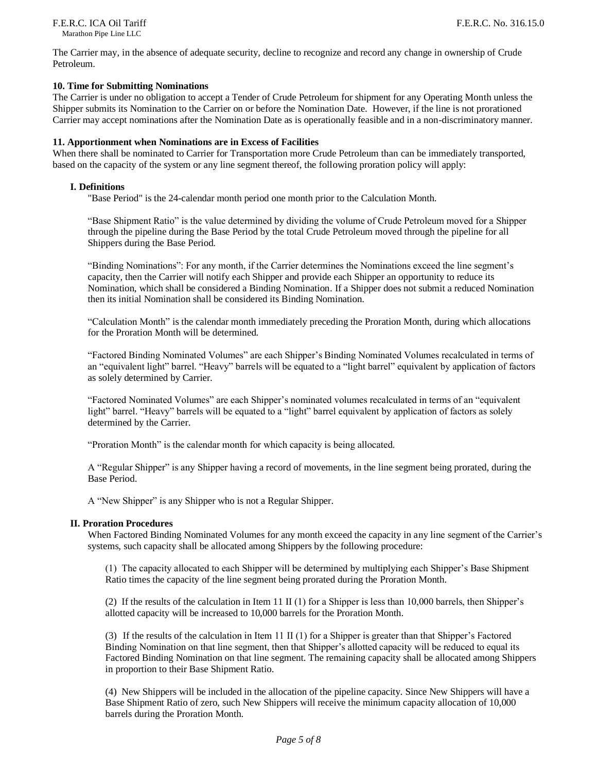The Carrier may, in the absence of adequate security, decline to recognize and record any change in ownership of Crude Petroleum.

**10. Time for Submitting Nominations**

The Carrier is under no obligation to accept a Tender of Crude Petroleum for shipment for any Operating Month unless the Shipper submits its Nomination to the Carrier on or before the Nomination Date. However, if the line is not prorationed Carrier may accept nominations after the Nomination Date as is operationally feasible and in a non-discriminatory manner.

**11. Apportionment when Nominations are in Excess of Facilities**

When there shall be nominated to Carrier for Transportation more Crude Petroleum than can be immediately transported, based on the capacity of the system or any line segment thereof, the following proration policy will apply:

**I. Definitions**

"Base Period" is the 24-calendar month period one month prior to the Calculation Month.

"Base Shipment Ratio" is the value determined by dividing the volume of Crude Petroleum moved for a Shipper through the pipeline during the Base Period by the total Crude Petroleum moved through the pipeline for all Shippers during the Base Period.

"Binding Nominations": For any month, if the Carrier determines the Nominations exceed the line segment's capacity, then the Carrier will notify each Shipper and provide each Shipper an opportunity to reduce its Nomination, which shall be considered a Binding Nomination. If a Shipper does not submit a reduced Nomination then its initial Nomination shall be considered its Binding Nomination.

"Calculation Month" is the calendar month immediately preceding the Proration Month, during which allocations for the Proration Month will be determined.

"Factored Binding Nominated Volumes" are each Shipper's Binding Nominated Volumes recalculated in terms of an "equivalent light" barrel. "Heavy" barrels will be equated to a "light barrel" equivalent by application of factors as solely determined by Carrier.

"Factored Nominated Volumes" are each Shipper's nominated volumes recalculated in terms of an "equivalent light" barrel. "Heavy" barrels will be equated to a "light" barrel equivalent by application of factors as solely determined by the Carrier.

"Proration Month" is the calendar month for which capacity is being allocated.

A "Regular Shipper" is any Shipper having a record of movements, in the line segment being prorated, during the Base Period.

A "New Shipper" is any Shipper who is not a Regular Shipper.

**II. Proration Procedures**

When Factored Binding Nominated Volumes for any month exceed the capacity in any line segment of the Carrier's systems, such capacity shall be allocated among Shippers by the following procedure:

(1) The capacity allocated to each Shipper will be determined by multiplying each Shipper's Base Shipment Ratio times the capacity of the line segment being prorated during the Proration Month.

(2) If the results of the calculation in Item 11 II (1) for a Shipper is less than 10,000 barrels, then Shipper's allotted capacity will be increased to 10,000 barrels for the Proration Month.

(3) If the results of the calculation in Item 11 II (1) for a Shipper is greater than that Shipper's Factored Binding Nomination on that line segment, then that Shipper's allotted capacity will be reduced to equal its Factored Binding Nomination on that line segment. The remaining capacity shall be allocated among Shippers in proportion to their Base Shipment Ratio.

(4) New Shippers will be included in the allocation of the pipeline capacity. Since New Shippers will have a Base Shipment Ratio of zero, such New Shippers will receive the minimum capacity allocation of 10,000 barrels during the Proration Month.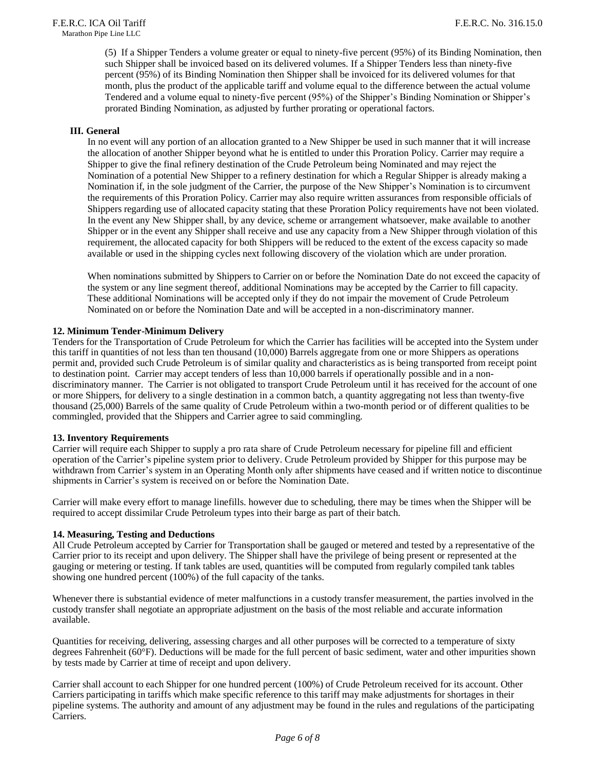(5) If a Shipper Tenders a volume greater or equal to ninety-five percent (95%) of its Binding Nomination, then such Shipper shall be invoiced based on its delivered volumes. If a Shipper Tenders less than ninety-five percent (95%) of its Binding Nomination then Shipper shall be invoiced for its delivered volumes for that month, plus the product of the applicable tariff and volume equal to the difference between the actual volume Tendered and a volume equal to ninety-five percent (95%) of the Shipper's Binding Nomination or Shipper's prorated Binding Nomination, as adjusted by further prorating or operational factors.

**III. General**

In no event will any portion of an allocation granted to a New Shipper be used in such manner that it will increase the allocation of another Shipper beyond what he is entitled to under this Proration Policy. Carrier may require a Shipper to give the final refinery destination of the Crude Petroleum being Nominated and may reject the Nomination of a potential New Shipper to a refinery destination for which a Regular Shipper is already making a Nomination if, in the sole judgment of the Carrier, the purpose of the New Shipper's Nomination is to circumvent the requirements of this Proration Policy. Carrier may also require written assurances from responsible officials of Shippers regarding use of allocated capacity stating that these Proration Policy requirements have not been violated. In the event any New Shipper shall, by any device, scheme or arrangement whatsoever, make available to another Shipper or in the event any Shipper shall receive and use any capacity from a New Shipper through violation of this requirement, the allocated capacity for both Shippers will be reduced to the extent of the excess capacity so made available or used in the shipping cycles next following discovery of the violation which are under proration.

When nominations submitted by Shippers to Carrier on or before the Nomination Date do not exceed the capacity of the system or any line segment thereof, additional Nominations may be accepted by the Carrier to fill capacity. These additional Nominations will be accepted only if they do not impair the movement of Crude Petroleum Nominated on or before the Nomination Date and will be accepted in a non-discriminatory manner.

**12. Minimum Tender-Minimum Delivery**

Tenders for the Transportation of Crude Petroleum for which the Carrier has facilities will be accepted into the System under this tariff in quantities of not less than ten thousand (10,000) Barrels aggregate from one or more Shippers as operations permit and, provided such Crude Petroleum is of similar quality and characteristics as is being transported from receipt point to destination point. Carrier may accept tenders of less than 10,000 barrels if operationally possible and in a non-discriminatory manner. The Carrier is not obligated to transport Crude Petroleum until it has received for the account of one or more Shippers, for delivery to a single destination in a common batch, a quantity aggregating not less than twenty-five thousand (25,000) Barrels of the same quality of Crude Petroleum within a two-month period or of different qualities to be commingled, provided that the Shippers and Carrier agree to said commingling.

**13. Inventory Requirements**

Carrier will require each Shipper to supply a pro rata share of Crude Petroleum necessary for pipeline fill and efficient operation of the Carrier's pipeline system prior to delivery. Crude Petroleum provided by Shipper for this purpose may be withdrawn from Carrier's system in an Operating Month only after shipments have ceased and if written notice to discontinue shipments in Carrier's system is received on or before the Nomination Date.

Carrier will make every effort to manage linefills. however due to scheduling, there may be times when the Shipper will be required to accept dissimilar Crude Petroleum types into their barge as part of their batch.

**14. Measuring, Testing and Deductions**

All Crude Petroleum accepted by Carrier for Transportation shall be gauged or metered and tested by a representative of the Carrier prior to its receipt and upon delivery. The Shipper shall have the privilege of being present or represented at the gauging or metering or testing. If tank tables are used, quantities will be computed from regularly compiled tank tables showing one hundred percent (100%) of the full capacity of the tanks.

Whenever there is substantial evidence of meter malfunctions in a custody transfer measurement, the parties involved in the custody transfer shall negotiate an appropriate adjustment on the basis of the most reliable and accurate information available.

Quantities for receiving, delivering, assessing charges and all other purposes will be corrected to a temperature of sixty degrees Fahrenheit (60°F). Deductions will be made for the full percent of basic sediment, water and other impurities shown by tests made by Carrier at time of receipt and upon delivery.

Carrier shall account to each Shipper for one hundred percent (100%) of Crude Petroleum received for its account. Other Carriers participating in tariffs which make specific reference to this tariff may make adjustments for shortages in their pipeline systems. The authority and amount of any adjustment may be found in the rules and regulations of the participating Carriers.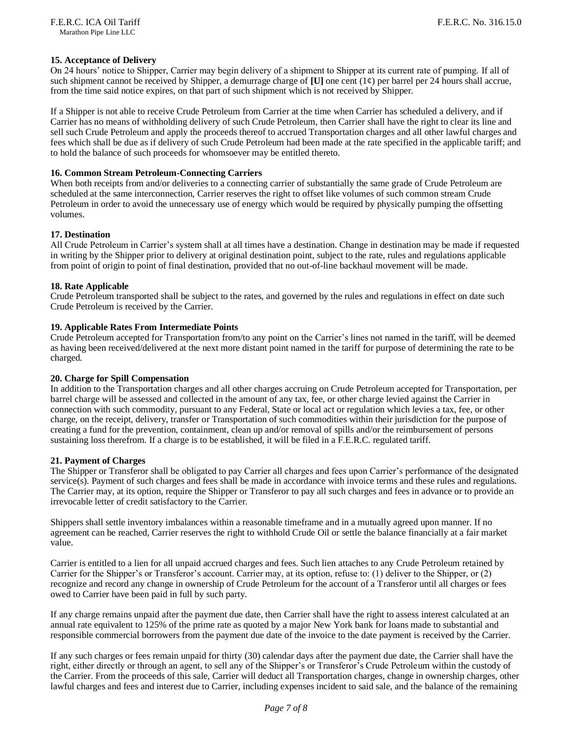**15. Acceptance of Delivery**

On 24 hours' notice to Shipper, Carrier may begin delivery of a shipment to Shipper at its current rate of pumping. If all of such shipment cannot be received by Shipper, a demurrage charge of **[U]** one cent (1¢) per barrel per 24 hours shall accrue, from the time said notice expires, on that part of such shipment which is not received by Shipper.

If a Shipper is not able to receive Crude Petroleum from Carrier at the time when Carrier has scheduled a delivery, and if Carrier has no means of withholding delivery of such Crude Petroleum, then Carrier shall have the right to clear its line and sell such Crude Petroleum and apply the proceeds thereof to accrued Transportation charges and all other lawful charges and fees which shall be due as if delivery of such Crude Petroleum had been made at the rate specified in the applicable tariff; and to hold the balance of such proceeds for whomsoever may be entitled thereto.

**16. Common Stream Petroleum-Connecting Carriers**

When both receipts from and/or deliveries to a connecting carrier of substantially the same grade of Crude Petroleum are scheduled at the same interconnection, Carrier reserves the right to offset like volumes of such common stream Crude Petroleum in order to avoid the unnecessary use of energy which would be required by physically pumping the offsetting volumes.

**17. Destination**

All Crude Petroleum in Carrier's system shall at all times have a destination. Change in destination may be made if requested in writing by the Shipper prior to delivery at original destination point, subject to the rate, rules and regulations applicable from point of origin to point of final destination, provided that no out-of-line backhaul movement will be made.

**18. Rate Applicable**

Crude Petroleum transported shall be subject to the rates, and governed by the rules and regulations in effect on date such Crude Petroleum is received by the Carrier.

**19. Applicable Rates From Intermediate Points**

Crude Petroleum accepted for Transportation from/to any point on the Carrier's lines not named in the tariff, will be deemed as having been received/delivered at the next more distant point named in the tariff for purpose of determining the rate to be charged.

**20. Charge for Spill Compensation**

In addition to the Transportation charges and all other charges accruing on Crude Petroleum accepted for Transportation, per barrel charge will be assessed and collected in the amount of any tax, fee, or other charge levied against the Carrier in connection with such commodity, pursuant to any Federal, State or local act or regulation which levies a tax, fee, or other charge, on the receipt, delivery, transfer or Transportation of such commodities within their jurisdiction for the purpose of creating a fund for the prevention, containment, clean up and/or removal of spills and/or the reimbursement of persons sustaining loss therefrom. If a charge is to be established, it will be filed in a F.E.R.C. regulated tariff.

**21. Payment of Charges**

The Shipper or Transferor shall be obligated to pay Carrier all charges and fees upon Carrier's performance of the designated service(s). Payment of such charges and fees shall be made in accordance with invoice terms and these rules and regulations. The Carrier may, at its option, require the Shipper or Transferor to pay all such charges and fees in advance or to provide an irrevocable letter of credit satisfactory to the Carrier.

Shippers shall settle inventory imbalances within a reasonable timeframe and in a mutually agreed upon manner. If no agreement can be reached, Carrier reserves the right to withhold Crude Oil or settle the balance financially at a fair market value.

Carrier is entitled to a lien for all unpaid accrued charges and fees. Such lien attaches to any Crude Petroleum retained by Carrier for the Shipper's or Transferor's account. Carrier may, at its option, refuse to: (1) deliver to the Shipper, or (2) recognize and record any change in ownership of Crude Petroleum for the account of a Transferor until all charges or fees owed to Carrier have been paid in full by such party.

If any charge remains unpaid after the payment due date, then Carrier shall have the right to assess interest calculated at an annual rate equivalent to 125% of the prime rate as quoted by a major New York bank for loans made to substantial and responsible commercial borrowers from the payment due date of the invoice to the date payment is received by the Carrier.

If any such charges or fees remain unpaid for thirty (30) calendar days after the payment due date, the Carrier shall have the right, either directly or through an agent, to sell any of the Shipper's or Transferor's Crude Petroleum within the custody of the Carrier. From the proceeds of this sale, Carrier will deduct all Transportation charges, change in ownership charges, other lawful charges and fees and interest due to Carrier, including expenses incident to said sale, and the balance of the remaining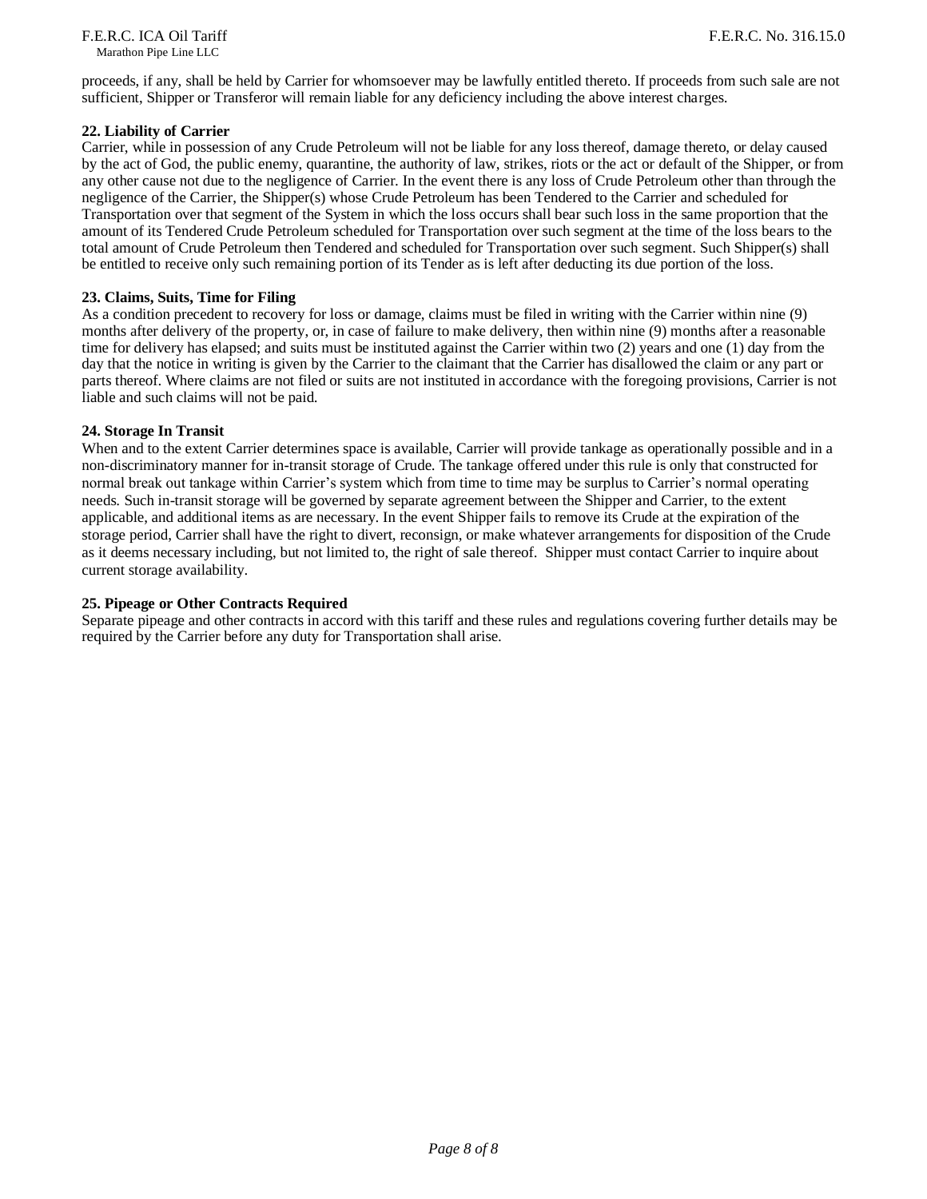proceeds, if any, shall be held by Carrier for whomsoever may be lawfully entitled thereto. If proceeds from such sale are not sufficient, Shipper or Transferor will remain liable for any deficiency including the above interest charges.

**22. Liability of Carrier**

Carrier, while in possession of any Crude Petroleum will not be liable for any loss thereof, damage thereto, or delay caused by the act of God, the public enemy, quarantine, the authority of law, strikes, riots or the act or default of the Shipper, or from any other cause not due to the negligence of Carrier. In the event there is any loss of Crude Petroleum other than through the negligence of the Carrier, the Shipper(s) whose Crude Petroleum has been Tendered to the Carrier and scheduled for Transportation over that segment of the System in which the loss occurs shall bear such loss in the same proportion that the amount of its Tendered Crude Petroleum scheduled for Transportation over such segment at the time of the loss bears to the total amount of Crude Petroleum then Tendered and scheduled for Transportation over such segment. Such Shipper(s) shall be entitled to receive only such remaining portion of its Tender as is left after deducting its due portion of the loss.

**23. Claims, Suits, Time for Filing**

As a condition precedent to recovery for loss or damage, claims must be filed in writing with the Carrier within nine (9) months after delivery of the property, or, in case of failure to make delivery, then within nine (9) months after a reasonable time for delivery has elapsed; and suits must be instituted against the Carrier within two (2) years and one (1) day from the day that the notice in writing is given by the Carrier to the claimant that the Carrier has disallowed the claim or any part or parts thereof. Where claims are not filed or suits are not instituted in accordance with the foregoing provisions, Carrier is not liable and such claims will not be paid.

**24. Storage In Transit**

When and to the extent Carrier determines space is available, Carrier will provide tankage as operationally possible and in a non-discriminatory manner for in-transit storage of Crude. The tankage offered under this rule is only that constructed for normal break out tankage within Carrier's system which from time to time may be surplus to Carrier's normal operating needs. Such in-transit storage will be governed by separate agreement between the Shipper and Carrier, to the extent applicable, and additional items as are necessary. In the event Shipper fails to remove its Crude at the expiration of the storage period, Carrier shall have the right to divert, reconsign, or make whatever arrangements for disposition of the Crude as it deems necessary including, but not limited to, the right of sale thereof. Shipper must contact Carrier to inquire about current storage availability.

**25. Pipeage or Other Contracts Required**

Separate pipeage and other contracts in accord with this tariff and these rules and regulations covering further details may be required by the Carrier before any duty for Transportation shall arise.